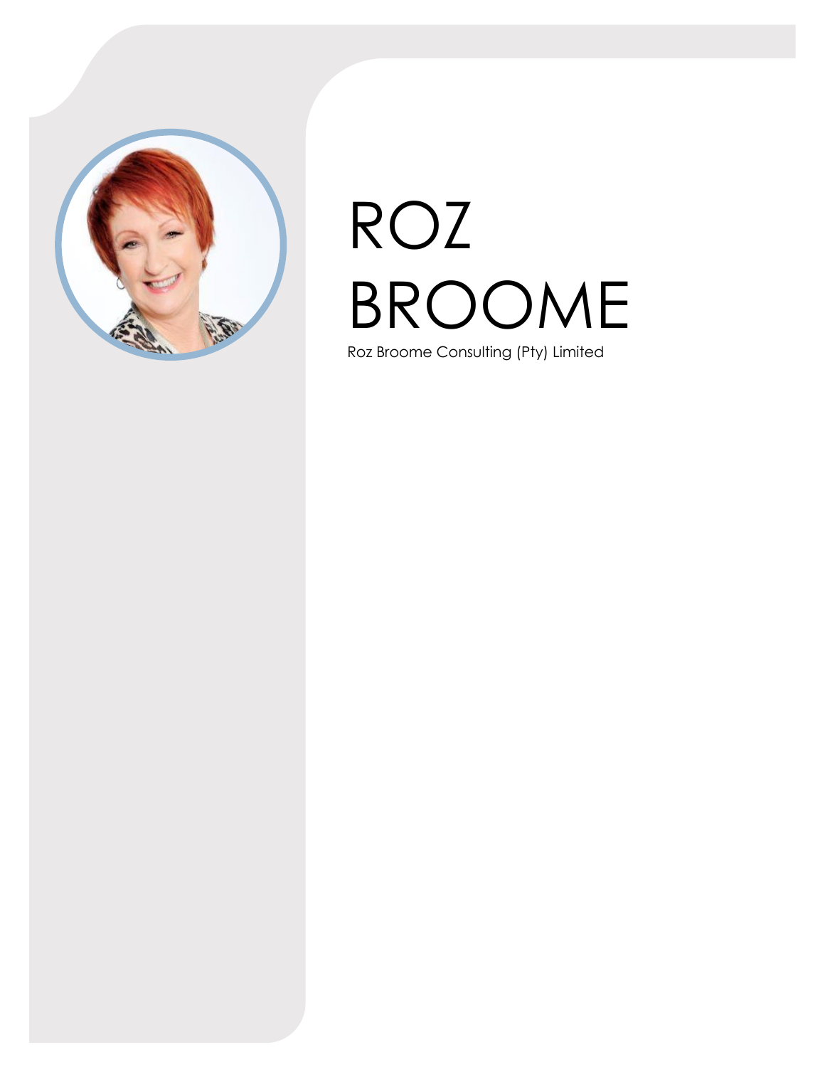# ROZ BROOME

Roz Broome Consulting (Pty) Limited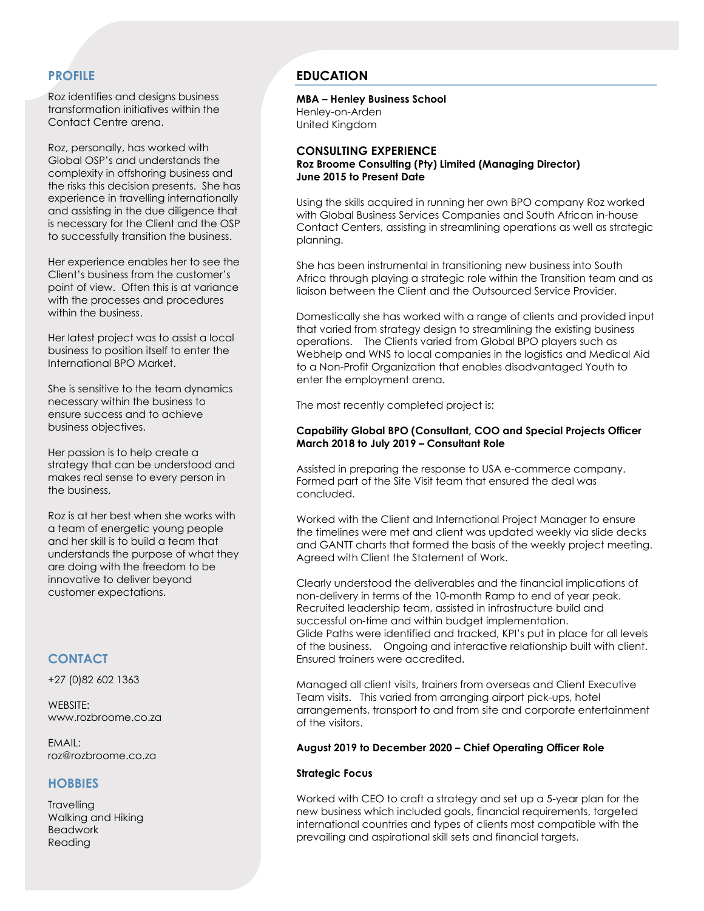## PROFILE

Roz identifies and designs business transformation initiatives within the Contact Centre arena.

Roz, personally, has worked with Global OSP's and understands the complexity in offshoring business and the risks this decision presents. She has experience in travelling internationally and assisting in the due diligence that is necessary for the Client and the OSP to successfully transition the business.

Her experience enables her to see the Client's business from the customer's point of view. Often this is at variance with the processes and procedures within the business.

Her latest project was to assist a local business to position itself to enter the International BPO Market.

She is sensitive to the team dynamics necessary within the business to ensure success and to achieve business objectives.

Her passion is to help create a strategy that can be understood and makes real sense to every person in the business.

Roz is at her best when she works with a team of energetic young people and her skill is to build a team that understands the purpose of what they are doing with the freedom to be innovative to deliver beyond customer expectations.

## CONTACT

+27 (0)82 602 1363

WEBSITE:
www.rozbroome.co.za

EMAIL:
roz@rozbroome.co.za

## HOBBIES

Travelling
Walking and Hiking
Beadwork
Reading

## EDUCATION

**MBA – Henley Business School**
Henley-on-Arden
United Kingdom

### CONSULTING EXPERIENCE

**Roz Broome Consulting (Pty) Limited (Managing Director)**
**June 2015 to Present Date**

Using the skills acquired in running her own BPO company Roz worked with Global Business Services Companies and South African in-house Contact Centers, assisting in streamlining operations as well as strategic planning.

She has been instrumental in transitioning new business into South Africa through playing a strategic role within the Transition team and as liaison between the Client and the Outsourced Service Provider.

Domestically she has worked with a range of clients and provided input that varied from strategy design to streamlining the existing business operations. The Clients varied from Global BPO players such as Webhelp and WNS to local companies in the logistics and Medical Aid to a Non-Profit Organization that enables disadvantaged Youth to enter the employment arena.

The most recently completed project is:

**Capability Global BPO (Consultant, COO and Special Projects Officer**
**March 2018 to July 2019 – Consultant Role**

Assisted in preparing the response to USA e-commerce company. Formed part of the Site Visit team that ensured the deal was concluded.

Worked with the Client and International Project Manager to ensure the timelines were met and client was updated weekly via slide decks and GANTT charts that formed the basis of the weekly project meeting. Agreed with Client the Statement of Work.

Clearly understood the deliverables and the financial implications of non-delivery in terms of the 10-month Ramp to end of year peak. Recruited leadership team, assisted in infrastructure build and successful on-time and within budget implementation.
Glide Paths were identified and tracked, KPI's put in place for all levels of the business. Ongoing and interactive relationship built with client. Ensured trainers were accredited.

Managed all client visits, trainers from overseas and Client Executive Team visits. This varied from arranging airport pick-ups, hotel arrangements, transport to and from site and corporate entertainment of the visitors.

**August 2019 to December 2020 – Chief Operating Officer Role**

**Strategic Focus**

Worked with CEO to craft a strategy and set up a 5-year plan for the new business which included goals, financial requirements, targeted international countries and types of clients most compatible with the prevailing and aspirational skill sets and financial targets.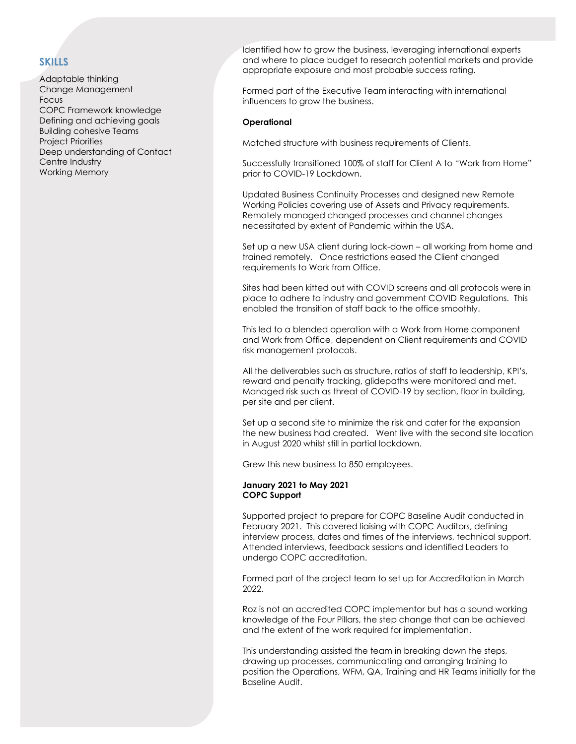## SKILLS

Adaptable thinking
Change Management
Focus
COPC Framework knowledge
Defining and achieving goals
Building cohesive Teams
Project Priorities
Deep understanding of Contact Centre Industry
Working Memory

Identified how to grow the business, leveraging international experts and where to place budget to research potential markets and provide appropriate exposure and most probable success rating.

Formed part of the Executive Team interacting with international influencers to grow the business.

**Operational**

Matched structure with business requirements of Clients.

Successfully transitioned 100% of staff for Client A to "Work from Home" prior to COVID-19 Lockdown.

Updated Business Continuity Processes and designed new Remote Working Policies covering use of Assets and Privacy requirements. Remotely managed changed processes and channel changes necessitated by extent of Pandemic within the USA.

Set up a new USA client during lock-down – all working from home and trained remotely. Once restrictions eased the Client changed requirements to Work from Office.

Sites had been kitted out with COVID screens and all protocols were in place to adhere to industry and government COVID Regulations. This enabled the transition of staff back to the office smoothly.

This led to a blended operation with a Work from Home component and Work from Office, dependent on Client requirements and COVID risk management protocols.

All the deliverables such as structure, ratios of staff to leadership, KPI's, reward and penalty tracking, glidepaths were monitored and met. Managed risk such as threat of COVID-19 by section, floor in building, per site and per client.

Set up a second site to minimize the risk and cater for the expansion the new business had created. Went live with the second site location in August 2020 whilst still in partial lockdown.

Grew this new business to 850 employees.

**January 2021 to May 2021**
**COPC Support**

Supported project to prepare for COPC Baseline Audit conducted in February 2021. This covered liaising with COPC Auditors, defining interview process, dates and times of the interviews, technical support. Attended interviews, feedback sessions and identified Leaders to undergo COPC accreditation.

Formed part of the project team to set up for Accreditation in March 2022.

Roz is not an accredited COPC implementor but has a sound working knowledge of the Four Pillars, the step change that can be achieved and the extent of the work required for implementation.

This understanding assisted the team in breaking down the steps, drawing up processes, communicating and arranging training to position the Operations, WFM, QA, Training and HR Teams initially for the Baseline Audit.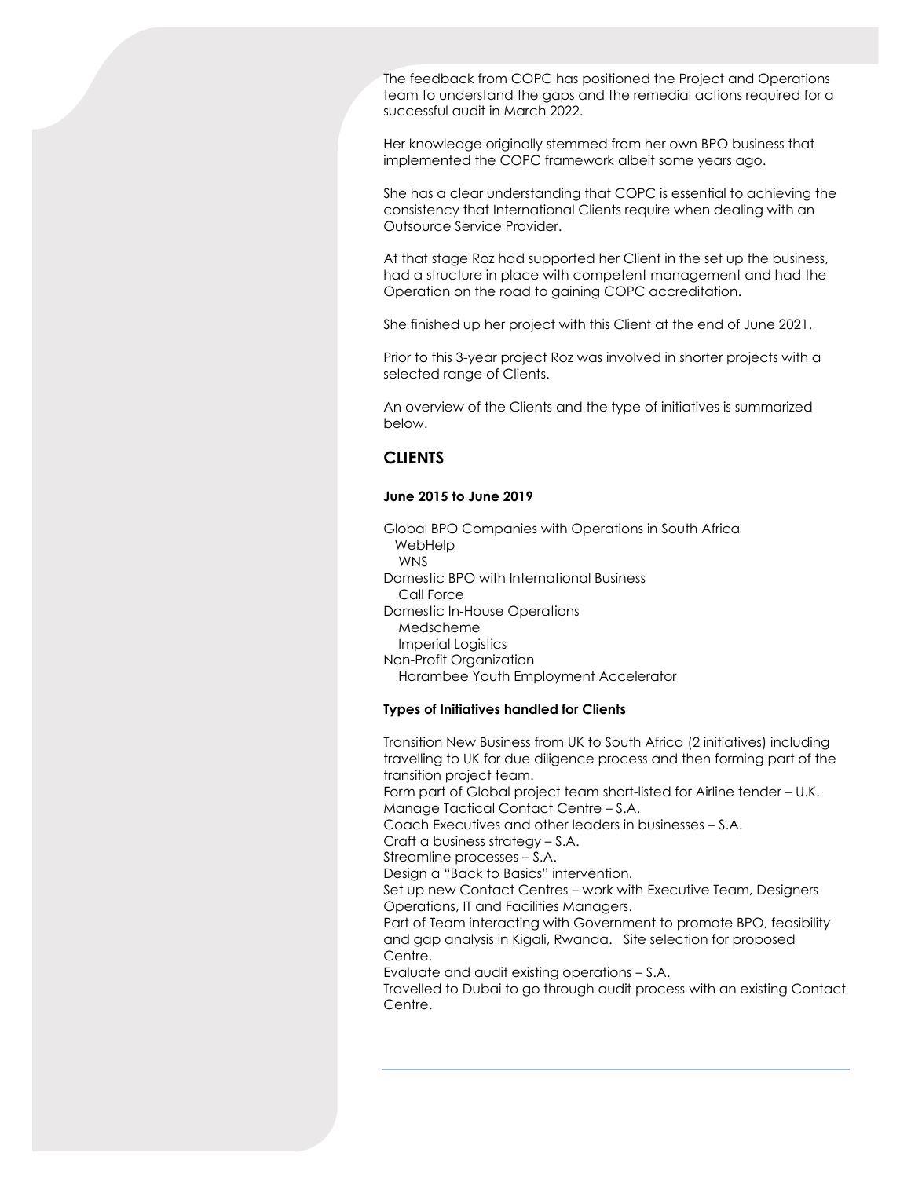The feedback from COPC has positioned the Project and Operations team to understand the gaps and the remedial actions required for a successful audit in March 2022.

Her knowledge originally stemmed from her own BPO business that implemented the COPC framework albeit some years ago.

She has a clear understanding that COPC is essential to achieving the consistency that International Clients require when dealing with an Outsource Service Provider.

At that stage Roz had supported her Client in the set up the business, had a structure in place with competent management and had the Operation on the road to gaining COPC accreditation.

She finished up her project with this Client at the end of June 2021.

Prior to this 3-year project Roz was involved in shorter projects with a selected range of Clients.

An overview of the Clients and the type of initiatives is summarized below.

## CLIENTS

#### June 2015 to June 2019

Global BPO Companies with Operations in South Africa
- WebHelp
- WNS

Domestic BPO with International Business
- Call Force

Domestic In-House Operations
- Medscheme
- Imperial Logistics

Non-Profit Organization
- Harambee Youth Employment Accelerator

#### Types of Initiatives handled for Clients

Transition New Business from UK to South Africa (2 initiatives) including travelling to UK for due diligence process and then forming part of the transition project team.
Form part of Global project team short-listed for Airline tender – U.K.
Manage Tactical Contact Centre – S.A.
Coach Executives and other leaders in businesses – S.A.
Craft a business strategy – S.A.
Streamline processes – S.A.
Design a "Back to Basics" intervention.
Set up new Contact Centres – work with Executive Team, Designers Operations, IT and Facilities Managers.
Part of Team interacting with Government to promote BPO, feasibility and gap analysis in Kigali, Rwanda. Site selection for proposed Centre.
Evaluate and audit existing operations – S.A.
Travelled to Dubai to go through audit process with an existing Contact Centre.